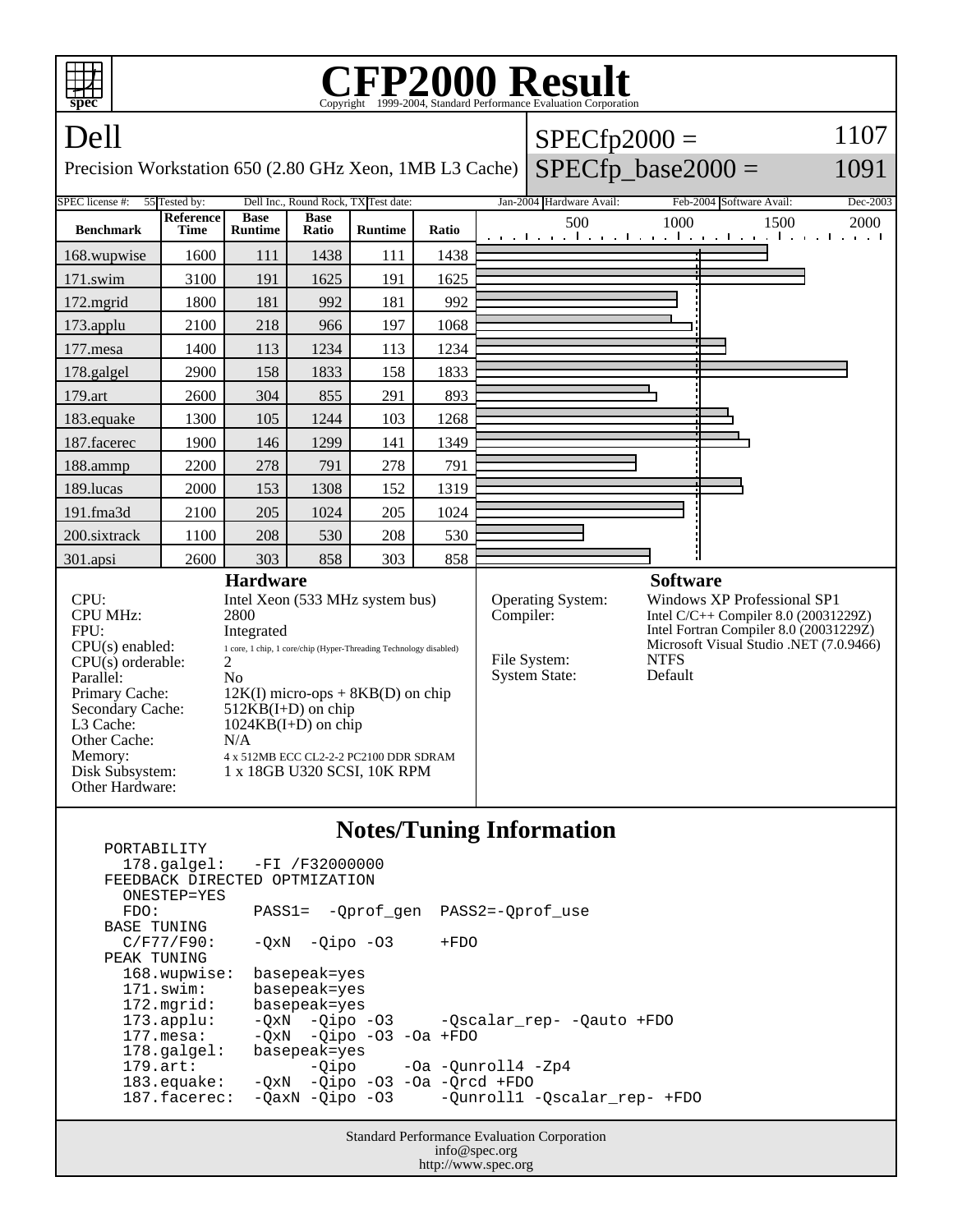# CFP2000 Result

Copyright 1999-2004, Standard Performance Evaluation Corporation

## Dell

Precision Workstation 650 (2.80 GHz Xeon, 1MB L3 Cache)

SPECfp2000 = 1107

SPECfp_base2000 = 1091

SPEC license #: 55 | Tested by: Dell Inc., Round Rock, TX | Test date: Jan-2004 | Hardware Avail: Feb-2004 | Software Avail: Dec-2003

| Benchmark | Reference Time | Base Runtime | Base Ratio | Runtime | Ratio |
|---|---|---|---|---|---|
| 168.wupwise | 1600 | 111 | 1438 | 111 | 1438 |
| 171.swim | 3100 | 191 | 1625 | 191 | 1625 |
| 172.mgrid | 1800 | 181 | 992 | 181 | 992 |
| 173.applu | 2100 | 218 | 966 | 197 | 1068 |
| 177.mesa | 1400 | 113 | 1234 | 113 | 1234 |
| 178.galgel | 2900 | 158 | 1833 | 158 | 1833 |
| 179.art | 2600 | 304 | 855 | 291 | 893 |
| 183.equake | 1300 | 105 | 1244 | 103 | 1268 |
| 187.facerec | 1900 | 146 | 1299 | 141 | 1349 |
| 188.ammp | 2200 | 278 | 791 | 278 | 791 |
| 189.lucas | 2000 | 153 | 1308 | 152 | 1319 |
| 191.fma3d | 2100 | 205 | 1024 | 205 | 1024 |
| 200.sixtrack | 1100 | 208 | 530 | 208 | 530 |
| 301.apsi | 2600 | 303 | 858 | 303 | 858 |

### Hardware

- CPU: Intel Xeon (533 MHz system bus)
- CPU MHz: 2800
- FPU: Integrated
- CPU(s) enabled: 1 core, 1 chip, 1 core/chip (Hyper-Threading Technology disabled)
- CPU(s) orderable: 2
- Parallel: No
- Primary Cache: 12K(I) micro-ops + 8KB(D) on chip
- Secondary Cache: 512KB(I+D) on chip
- L3 Cache: 1024KB(I+D) on chip
- Other Cache: N/A
- Memory: 4 x 512MB ECC CL2-2-2 PC2100 DDR SDRAM
- Disk Subsystem: 1 x 18GB U320 SCSI, 10K RPM
- Other Hardware:

### Software

- Operating System: Windows XP Professional SP1
- Compiler: Intel C/C++ Compiler 8.0 (20031229Z)
  Intel Fortran Compiler 8.0 (20031229Z)
  Microsoft Visual Studio .NET (7.0.9466)
- File System: NTFS
- System State: Default

### Notes/Tuning Information

```
PORTABILITY
  178.galgel:   -FI /F32000000
FEEDBACK DIRECTED OPTMIZATION
  ONESTEP=YES
  FDO:          PASS1=  -Qprof_gen  PASS2=-Qprof_use
BASE TUNING
  C/F77/F90:    -QxN  -Qipo -O3     +FDO
PEAK TUNING
  168.wupwise:  basepeak=yes
  171.swim:     basepeak=yes
  172.mgrid:    basepeak=yes
  173.applu:    -QxN  -Qipo -O3     -Qscalar_rep- -Qauto +FDO
  177.mesa:     -QxN  -Qipo -O3 -Oa +FDO
  178.galgel:   basepeak=yes
  179.art:            -Qipo     -Oa -Qunroll4 -Zp4
  183.equake:   -QxN  -Qipo -O3 -Oa -Qrcd +FDO
  187.facerec:  -QaxN -Qipo -O3     -Qunroll1 -Qscalar_rep- +FDO
```

Standard Performance Evaluation Corporation
info@spec.org
http://www.spec.org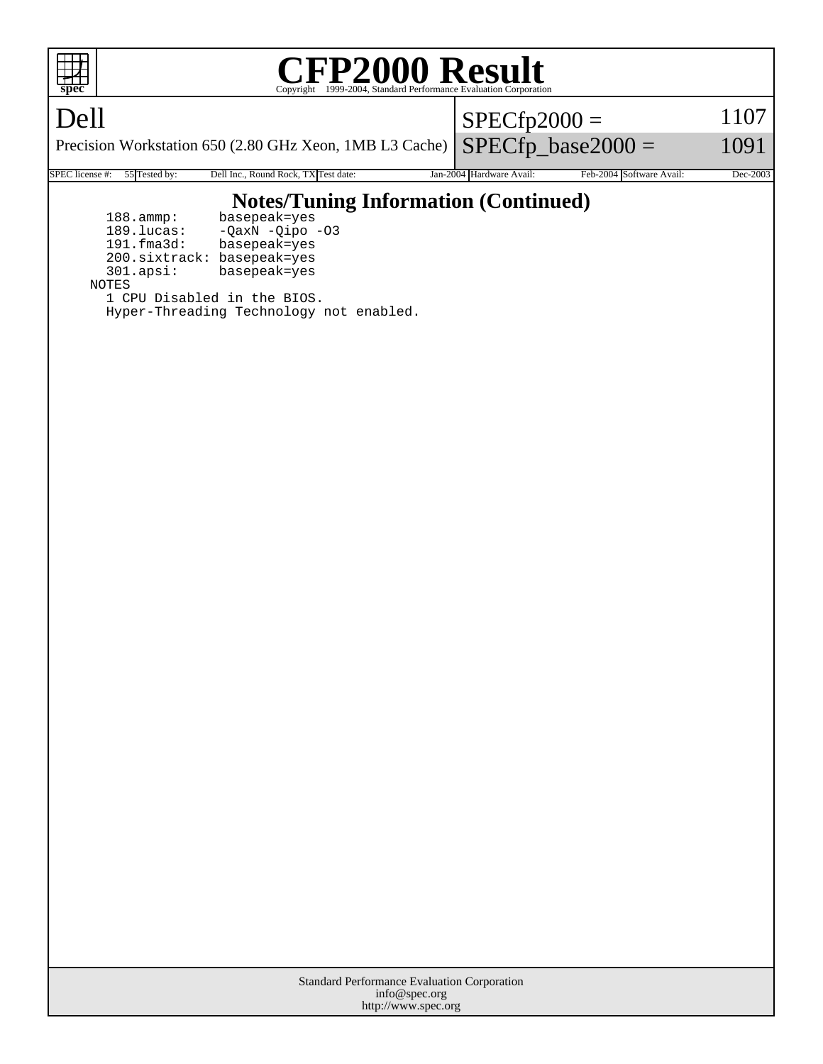# CFP2000 Result

Copyright 1999-2004, Standard Performance Evaluation Corporation

Dell

Precision Workstation 650 (2.80 GHz Xeon, 1MB L3 Cache)

SPECfp2000 = 1107

SPECfp_base2000 = 1091

| SPEC license #: | 55 | Tested by: | Dell Inc., Round Rock, TX | Test date: | Jan-2004 | Hardware Avail: | Feb-2004 | Software Avail: | Dec-2003 |
|---|---|---|---|---|---|---|---|---|---|

## Notes/Tuning Information (Continued)

```
    188.ammp:     basepeak=yes
    189.lucas:    -QaxN -Qipo -O3
    191.fma3d:    basepeak=yes
    200.sixtrack: basepeak=yes
    301.apsi:     basepeak=yes
 NOTES
    1 CPU Disabled in the BIOS.
    Hyper-Threading Technology not enabled.
```

Standard Performance Evaluation Corporation
info@spec.org
http://www.spec.org